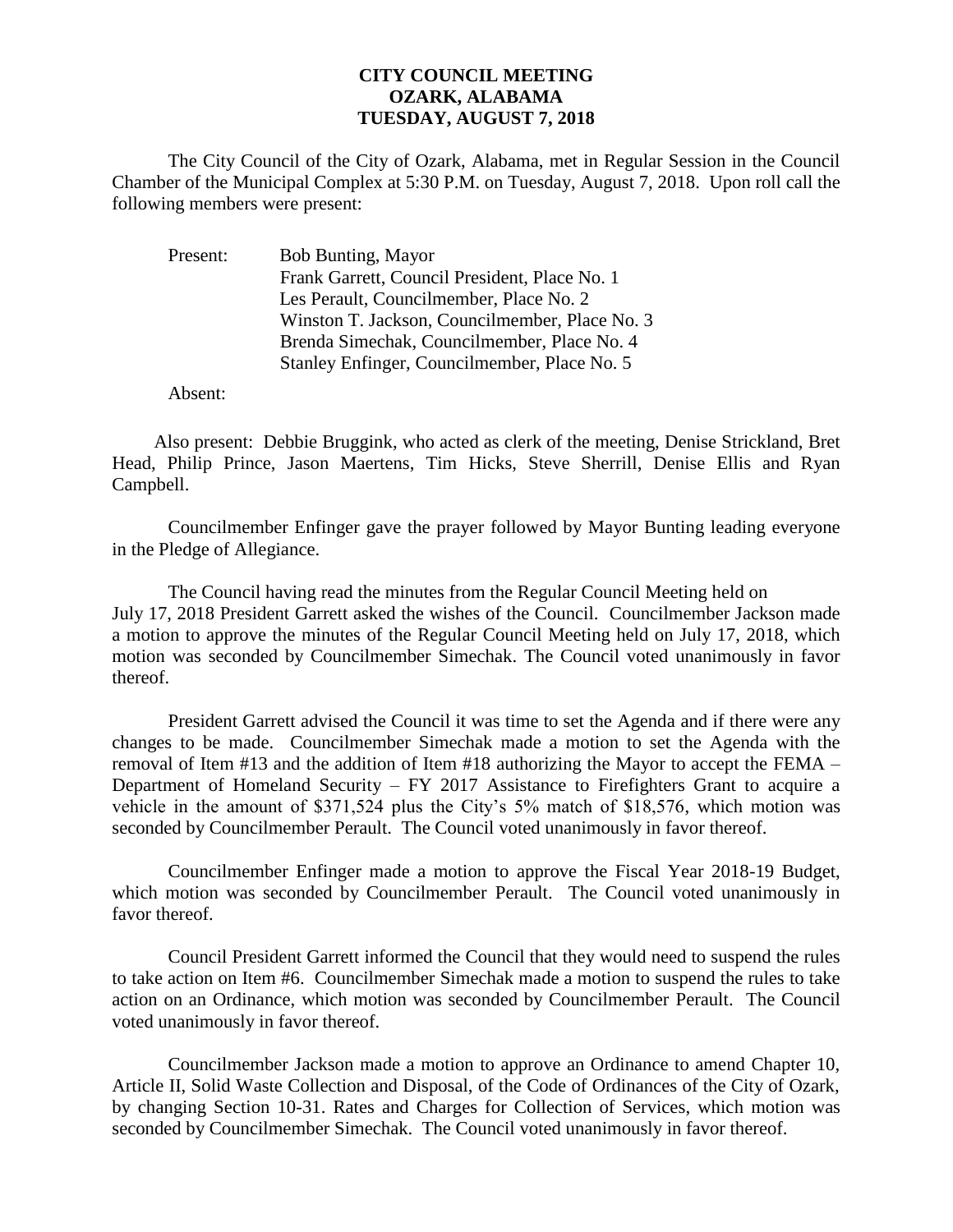**CITY COUNCIL MEETING**
**OZARK, ALABAMA**
**TUESDAY, AUGUST 7, 2018**

The City Council of the City of Ozark, Alabama, met in Regular Session in the Council Chamber of the Municipal Complex at 5:30 P.M. on Tuesday, August 7, 2018. Upon roll call the following members were present:

Present: Bob Bunting, Mayor
Frank Garrett, Council President, Place No. 1
Les Perault, Councilmember, Place No. 2
Winston T. Jackson, Councilmember, Place No. 3
Brenda Simechak, Councilmember, Place No. 4
Stanley Enfinger, Councilmember, Place No. 5

Absent:

Also present: Debbie Bruggink, who acted as clerk of the meeting, Denise Strickland, Bret Head, Philip Prince, Jason Maertens, Tim Hicks, Steve Sherrill, Denise Ellis and Ryan Campbell.

Councilmember Enfinger gave the prayer followed by Mayor Bunting leading everyone in the Pledge of Allegiance.

The Council having read the minutes from the Regular Council Meeting held on July 17, 2018 President Garrett asked the wishes of the Council. Councilmember Jackson made a motion to approve the minutes of the Regular Council Meeting held on July 17, 2018, which motion was seconded by Councilmember Simechak. The Council voted unanimously in favor thereof.

President Garrett advised the Council it was time to set the Agenda and if there were any changes to be made. Councilmember Simechak made a motion to set the Agenda with the removal of Item #13 and the addition of Item #18 authorizing the Mayor to accept the FEMA – Department of Homeland Security – FY 2017 Assistance to Firefighters Grant to acquire a vehicle in the amount of $371,524 plus the City's 5% match of $18,576, which motion was seconded by Councilmember Perault. The Council voted unanimously in favor thereof.

Councilmember Enfinger made a motion to approve the Fiscal Year 2018-19 Budget, which motion was seconded by Councilmember Perault. The Council voted unanimously in favor thereof.

Council President Garrett informed the Council that they would need to suspend the rules to take action on Item #6. Councilmember Simechak made a motion to suspend the rules to take action on an Ordinance, which motion was seconded by Councilmember Perault. The Council voted unanimously in favor thereof.

Councilmember Jackson made a motion to approve an Ordinance to amend Chapter 10, Article II, Solid Waste Collection and Disposal, of the Code of Ordinances of the City of Ozark, by changing Section 10-31. Rates and Charges for Collection of Services, which motion was seconded by Councilmember Simechak. The Council voted unanimously in favor thereof.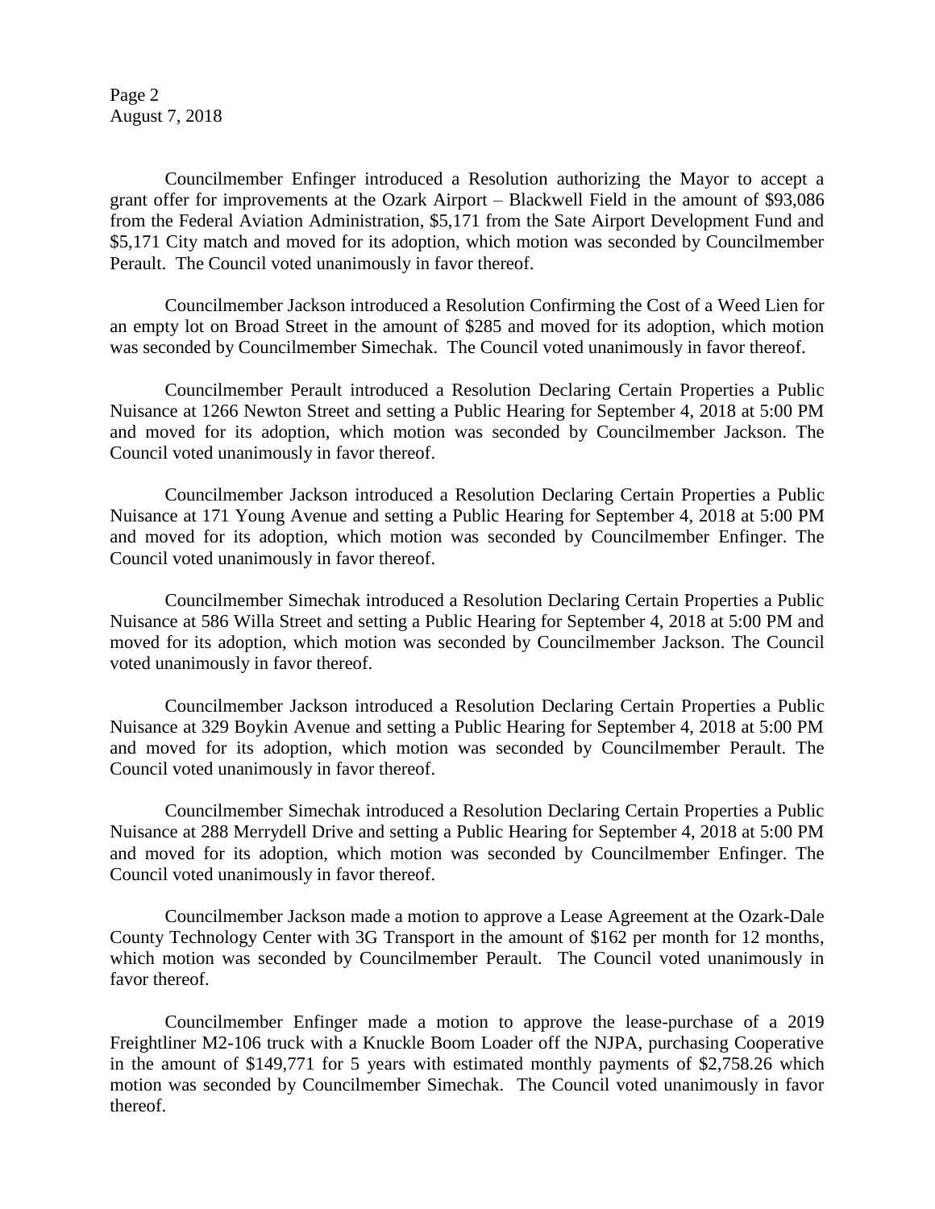Councilmember Enfinger introduced a Resolution authorizing the Mayor to accept a grant offer for improvements at the Ozark Airport – Blackwell Field in the amount of $93,086 from the Federal Aviation Administration, $5,171 from the Sate Airport Development Fund and $5,171 City match and moved for its adoption, which motion was seconded by Councilmember Perault. The Council voted unanimously in favor thereof.

Councilmember Jackson introduced a Resolution Confirming the Cost of a Weed Lien for an empty lot on Broad Street in the amount of $285 and moved for its adoption, which motion was seconded by Councilmember Simechak. The Council voted unanimously in favor thereof.

Councilmember Perault introduced a Resolution Declaring Certain Properties a Public Nuisance at 1266 Newton Street and setting a Public Hearing for September 4, 2018 at 5:00 PM and moved for its adoption, which motion was seconded by Councilmember Jackson. The Council voted unanimously in favor thereof.

Councilmember Jackson introduced a Resolution Declaring Certain Properties a Public Nuisance at 171 Young Avenue and setting a Public Hearing for September 4, 2018 at 5:00 PM and moved for its adoption, which motion was seconded by Councilmember Enfinger. The Council voted unanimously in favor thereof.

Councilmember Simechak introduced a Resolution Declaring Certain Properties a Public Nuisance at 586 Willa Street and setting a Public Hearing for September 4, 2018 at 5:00 PM and moved for its adoption, which motion was seconded by Councilmember Jackson. The Council voted unanimously in favor thereof.

Councilmember Jackson introduced a Resolution Declaring Certain Properties a Public Nuisance at 329 Boykin Avenue and setting a Public Hearing for September 4, 2018 at 5:00 PM and moved for its adoption, which motion was seconded by Councilmember Perault. The Council voted unanimously in favor thereof.

Councilmember Simechak introduced a Resolution Declaring Certain Properties a Public Nuisance at 288 Merrydell Drive and setting a Public Hearing for September 4, 2018 at 5:00 PM and moved for its adoption, which motion was seconded by Councilmember Enfinger. The Council voted unanimously in favor thereof.

Councilmember Jackson made a motion to approve a Lease Agreement at the Ozark-Dale County Technology Center with 3G Transport in the amount of $162 per month for 12 months, which motion was seconded by Councilmember Perault. The Council voted unanimously in favor thereof.

Councilmember Enfinger made a motion to approve the lease-purchase of a 2019 Freightliner M2-106 truck with a Knuckle Boom Loader off the NJPA, purchasing Cooperative in the amount of $149,771 for 5 years with estimated monthly payments of $2,758.26 which motion was seconded by Councilmember Simechak. The Council voted unanimously in favor thereof.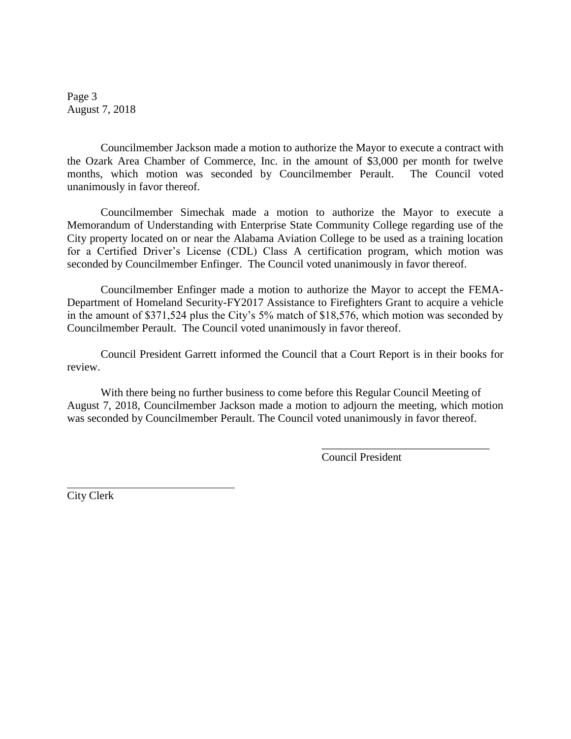Councilmember Jackson made a motion to authorize the Mayor to execute a contract with the Ozark Area Chamber of Commerce, Inc. in the amount of $3,000 per month for twelve months, which motion was seconded by Councilmember Perault. The Council voted unanimously in favor thereof.

Councilmember Simechak made a motion to authorize the Mayor to execute a Memorandum of Understanding with Enterprise State Community College regarding use of the City property located on or near the Alabama Aviation College to be used as a training location for a Certified Driver's License (CDL) Class A certification program, which motion was seconded by Councilmember Enfinger. The Council voted unanimously in favor thereof.

Councilmember Enfinger made a motion to authorize the Mayor to accept the FEMA-Department of Homeland Security-FY2017 Assistance to Firefighters Grant to acquire a vehicle in the amount of $371,524 plus the City's 5% match of $18,576, which motion was seconded by Councilmember Perault. The Council voted unanimously in favor thereof.

Council President Garrett informed the Council that a Court Report is in their books for review.

With there being no further business to come before this Regular Council Meeting of August 7, 2018, Councilmember Jackson made a motion to adjourn the meeting, which motion was seconded by Councilmember Perault. The Council voted unanimously in favor thereof.

\_\_\_\_\_\_\_\_\_\_\_\_\_\_\_\_\_\_\_\_\_\_\_\_\_\_\_\_\_\_
Council President

\_\_\_\_\_\_\_\_\_\_\_\_\_\_\_\_\_\_\_\_\_\_\_\_\_\_\_\_\_\_
City Clerk